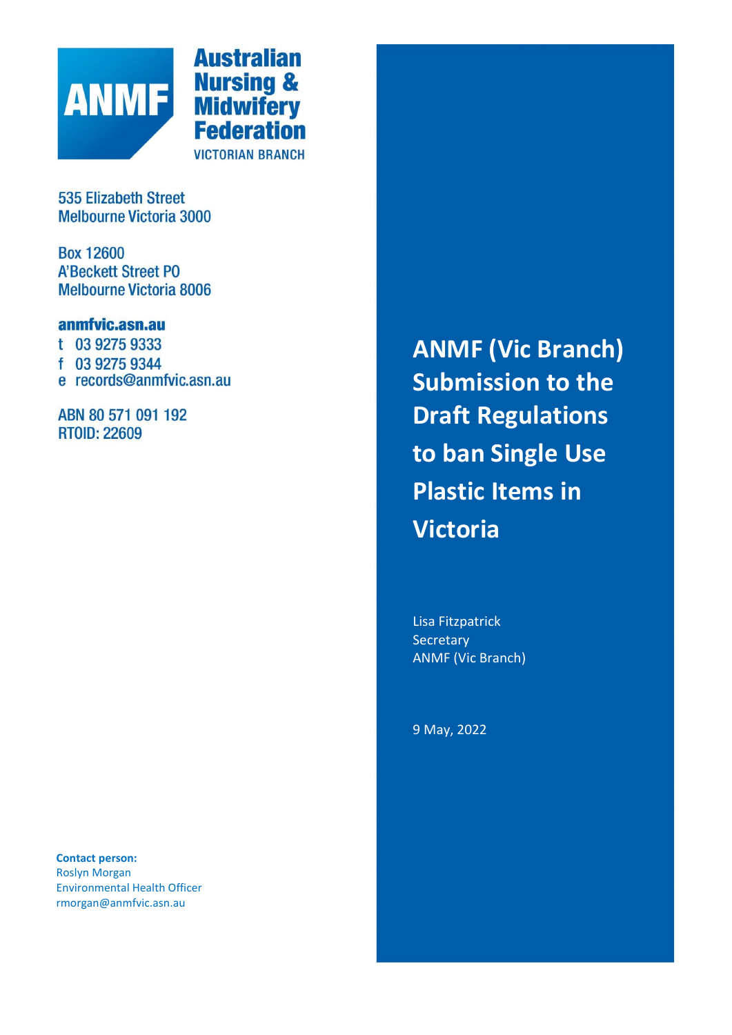**ANMF** Australian Nursing & Midwifery Federation
VICTORIAN BRANCH

535 Elizabeth Street
Melbourne Victoria 3000

Box 12600
A'Beckett Street PO
Melbourne Victoria 8006

**anmfvic.asn.au**
t 03 9275 9333
f 03 9275 9344
e records@anmfvic.asn.au

ABN 80 571 091 192
RTOID: 22609

# ANMF (Vic Branch) Submission to the Draft Regulations to ban Single Use Plastic Items in Victoria

Lisa Fitzpatrick
Secretary
ANMF (Vic Branch)

9 May, 2022

**Contact person:**
Roslyn Morgan
Environmental Health Officer
rmorgan@anmfvic.asn.au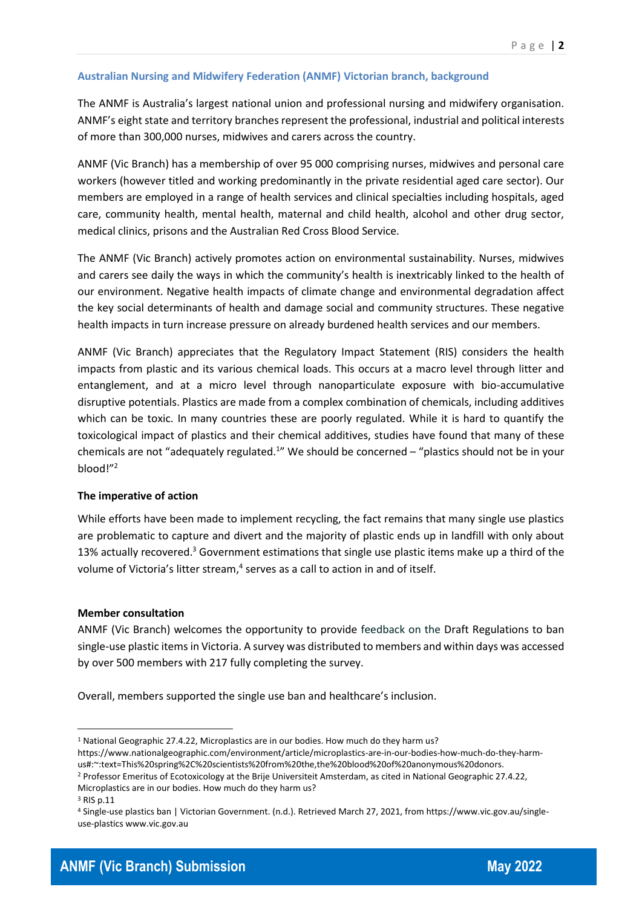## Australian Nursing and Midwifery Federation (ANMF) Victorian branch, background

The ANMF is Australia's largest national union and professional nursing and midwifery organisation. ANMF's eight state and territory branches represent the professional, industrial and political interests of more than 300,000 nurses, midwives and carers across the country.

ANMF (Vic Branch) has a membership of over 95 000 comprising nurses, midwives and personal care workers (however titled and working predominantly in the private residential aged care sector). Our members are employed in a range of health services and clinical specialties including hospitals, aged care, community health, mental health, maternal and child health, alcohol and other drug sector, medical clinics, prisons and the Australian Red Cross Blood Service.

The ANMF (Vic Branch) actively promotes action on environmental sustainability. Nurses, midwives and carers see daily the ways in which the community's health is inextricably linked to the health of our environment. Negative health impacts of climate change and environmental degradation affect the key social determinants of health and damage social and community structures. These negative health impacts in turn increase pressure on already burdened health services and our members.

ANMF (Vic Branch) appreciates that the Regulatory Impact Statement (RIS) considers the health impacts from plastic and its various chemical loads. This occurs at a macro level through litter and entanglement, and at a micro level through nanoparticulate exposure with bio-accumulative disruptive potentials. Plastics are made from a complex combination of chemicals, including additives which can be toxic. In many countries these are poorly regulated. While it is hard to quantify the toxicological impact of plastics and their chemical additives, studies have found that many of these chemicals are not "adequately regulated.[1]" We should be concerned – "plastics should not be in your blood!"[2]

**The imperative of action**

While efforts have been made to implement recycling, the fact remains that many single use plastics are problematic to capture and divert and the majority of plastic ends up in landfill with only about 13% actually recovered.[3] Government estimations that single use plastic items make up a third of the volume of Victoria's litter stream,[4] serves as a call to action in and of itself.

**Member consultation**

ANMF (Vic Branch) welcomes the opportunity to provide feedback on the Draft Regulations to ban single-use plastic items in Victoria. A survey was distributed to members and within days was accessed by over 500 members with 217 fully completing the survey.

Overall, members supported the single use ban and healthcare's inclusion.

---

[1] National Geographic 27.4.22, Microplastics are in our bodies. How much do they harm us? https://www.nationalgeographic.com/environment/article/microplastics-are-in-our-bodies-how-much-do-they-harm-us#:~:text=This%20spring%2C%20scientists%20from%20the,the%20blood%20of%20anonymous%20donors.

[2] Professor Emeritus of Ecotoxicology at the Brije Universiteit Amsterdam, as cited in National Geographic 27.4.22, Microplastics are in our bodies. How much do they harm us?

[3] RIS p.11

[4] Single-use plastics ban | Victorian Government. (n.d.). Retrieved March 27, 2021, from https://www.vic.gov.au/single-use-plastics www.vic.gov.au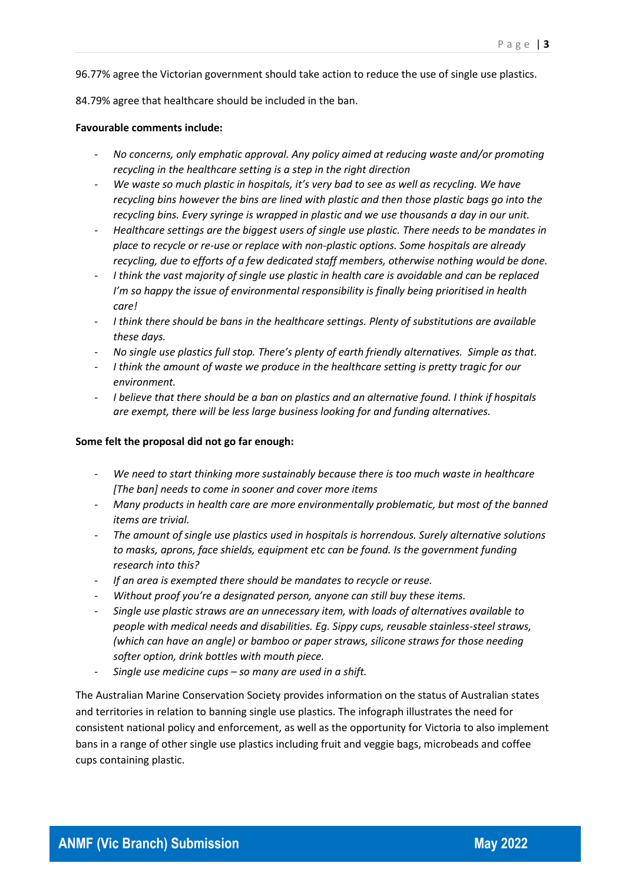96.77% agree the Victorian government should take action to reduce the use of single use plastics.

84.79% agree that healthcare should be included in the ban.

**Favourable comments include:**

- *No concerns, only emphatic approval. Any policy aimed at reducing waste and/or promoting recycling in the healthcare setting is a step in the right direction*
- *We waste so much plastic in hospitals, it's very bad to see as well as recycling. We have recycling bins however the bins are lined with plastic and then those plastic bags go into the recycling bins. Every syringe is wrapped in plastic and we use thousands a day in our unit.*
- *Healthcare settings are the biggest users of single use plastic. There needs to be mandates in place to recycle or re-use or replace with non-plastic options. Some hospitals are already recycling, due to efforts of a few dedicated staff members, otherwise nothing would be done.*
- *I think the vast majority of single use plastic in health care is avoidable and can be replaced I'm so happy the issue of environmental responsibility is finally being prioritised in health care!*
- *I think there should be bans in the healthcare settings. Plenty of substitutions are available these days.*
- *No single use plastics full stop. There's plenty of earth friendly alternatives. Simple as that.*
- *I think the amount of waste we produce in the healthcare setting is pretty tragic for our environment.*
- *I believe that there should be a ban on plastics and an alternative found. I think if hospitals are exempt, there will be less large business looking for and funding alternatives.*

**Some felt the proposal did not go far enough:**

- *We need to start thinking more sustainably because there is too much waste in healthcare [The ban] needs to come in sooner and cover more items*
- *Many products in health care are more environmentally problematic, but most of the banned items are trivial.*
- *The amount of single use plastics used in hospitals is horrendous. Surely alternative solutions to masks, aprons, face shields, equipment etc can be found. Is the government funding research into this?*
- *If an area is exempted there should be mandates to recycle or reuse.*
- *Without proof you're a designated person, anyone can still buy these items.*
- *Single use plastic straws are an unnecessary item, with loads of alternatives available to people with medical needs and disabilities. Eg. Sippy cups, reusable stainless-steel straws, (which can have an angle) or bamboo or paper straws, silicone straws for those needing softer option, drink bottles with mouth piece.*
- *Single use medicine cups – so many are used in a shift.*

The Australian Marine Conservation Society provides information on the status of Australian states and territories in relation to banning single use plastics. The infograph illustrates the need for consistent national policy and enforcement, as well as the opportunity for Victoria to also implement bans in a range of other single use plastics including fruit and veggie bags, microbeads and coffee cups containing plastic.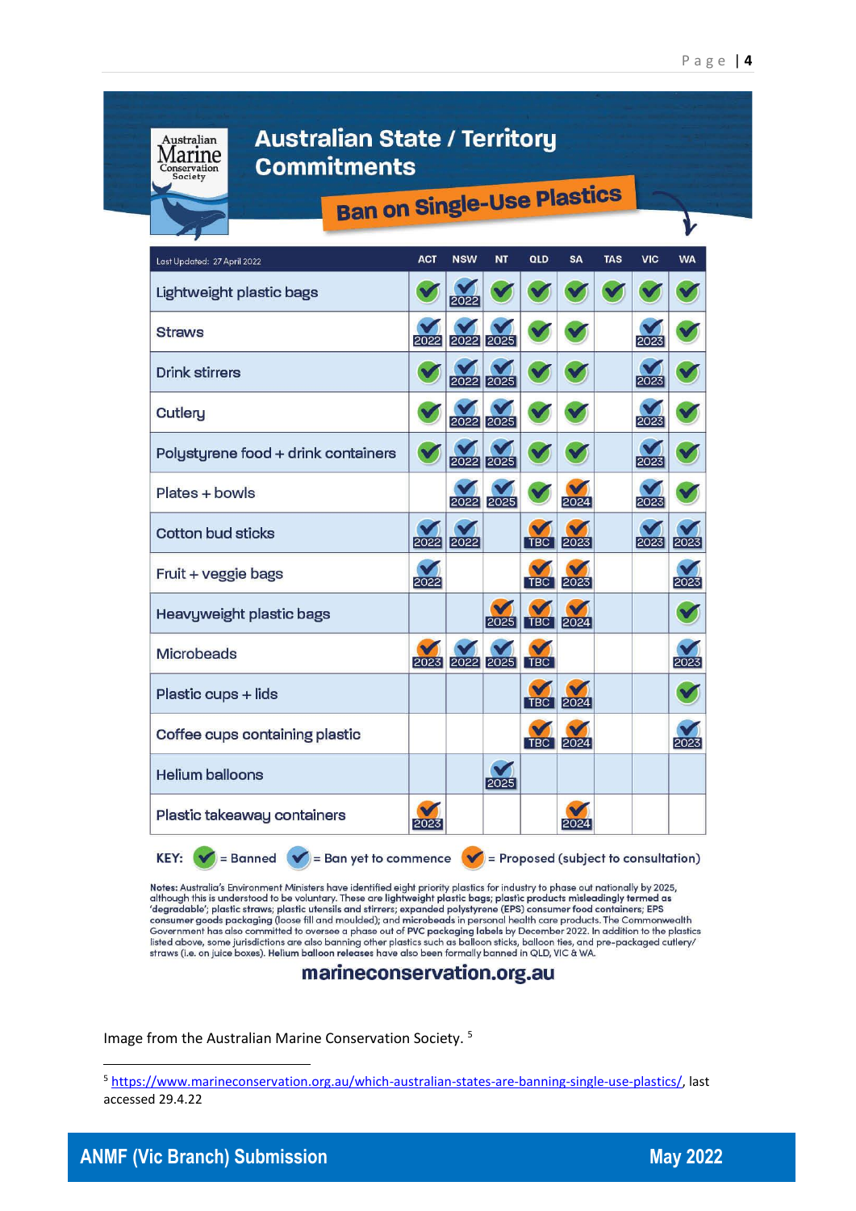# Australian State / Territory Commitments

## Ban on Single-Use Plastics

Last Updated: 27 April 2022

| | ACT | NSW | NT | QLD | SA | TAS | VIC | WA |
|---|---|---|---|---|---|---|---|---|
| Lightweight plastic bags | Banned | Ban yet to commence 2022 | Banned | Banned | Banned | Banned | Banned | Banned |
| Straws | Ban yet to commence 2022 | Ban yet to commence 2022 | Ban yet to commence 2025 | Banned | Banned | | Ban yet to commence 2023 | Banned |
| Drink stirrers | Banned | Ban yet to commence 2022 | Ban yet to commence 2025 | Banned | Banned | | Ban yet to commence 2023 | Banned |
| Cutlery | Banned | Ban yet to commence 2022 | Ban yet to commence 2025 | Banned | Banned | | Ban yet to commence 2023 | Banned |
| Polystyrene food + drink containers | Banned | Ban yet to commence 2022 | Ban yet to commence 2025 | Banned | Banned | | Ban yet to commence 2023 | Banned |
| Plates + bowls | | Ban yet to commence 2022 | Ban yet to commence 2025 | Banned | Proposed 2024 | | Ban yet to commence 2023 | Banned |
| Cotton bud sticks | Ban yet to commence 2022 | Ban yet to commence 2022 | | Proposed TBC | Proposed 2023 | | Ban yet to commence 2023 | Ban yet to commence 2023 |
| Fruit + veggie bags | Ban yet to commence 2022 | | | Proposed TBC | Proposed 2023 | | | Ban yet to commence 2023 |
| Heavyweight plastic bags | | | Proposed 2025 | Proposed TBC | Proposed 2024 | | | Banned |
| Microbeads | Proposed 2023 | Ban yet to commence 2022 | Ban yet to commence 2025 | Proposed TBC | | | | Ban yet to commence 2023 |
| Plastic cups + lids | | | | Proposed TBC | Proposed 2024 | | | Banned |
| Coffee cups containing plastic | | | | Proposed TBC | Proposed 2024 | | | Ban yet to commence 2023 |
| Helium balloons | | | Ban yet to commence 2025 | | | | | |
| Plastic takeaway containers | Proposed 2023 | | | | Proposed 2024 | | | |

KEY: = Banned = Ban yet to commence = Proposed (subject to consultation)

Notes: Australia's Environment Ministers have identified eight priority plastics for industry to phase out nationally by 2025, although this is understood to be voluntary. These are **lightweight plastic bags**; plastic products **misleadingly termed as 'degradable'**; **plastic straws**; **plastic utensils and stirrers**; **expanded polystyrene (EPS) consumer food containers**; **EPS consumer goods packaging** (loose fill and moulded); and **microbeads** in personal health care products. The Commonwealth Government has also committed to oversee a phase out of **PVC packaging labels** by December 2022. In addition to the plastics listed above, some jurisdictions are also banning other plastics such as balloon sticks, balloon ties, and pre-packaged cutlery/straws (i.e. on juice boxes). **Helium balloon releases** have also been formally banned in QLD, VIC & WA.

**marineconservation.org.au**

Image from the Australian Marine Conservation Society. [5]

[5] https://www.marineconservation.org.au/which-australian-states-are-banning-single-use-plastics/, last accessed 29.4.22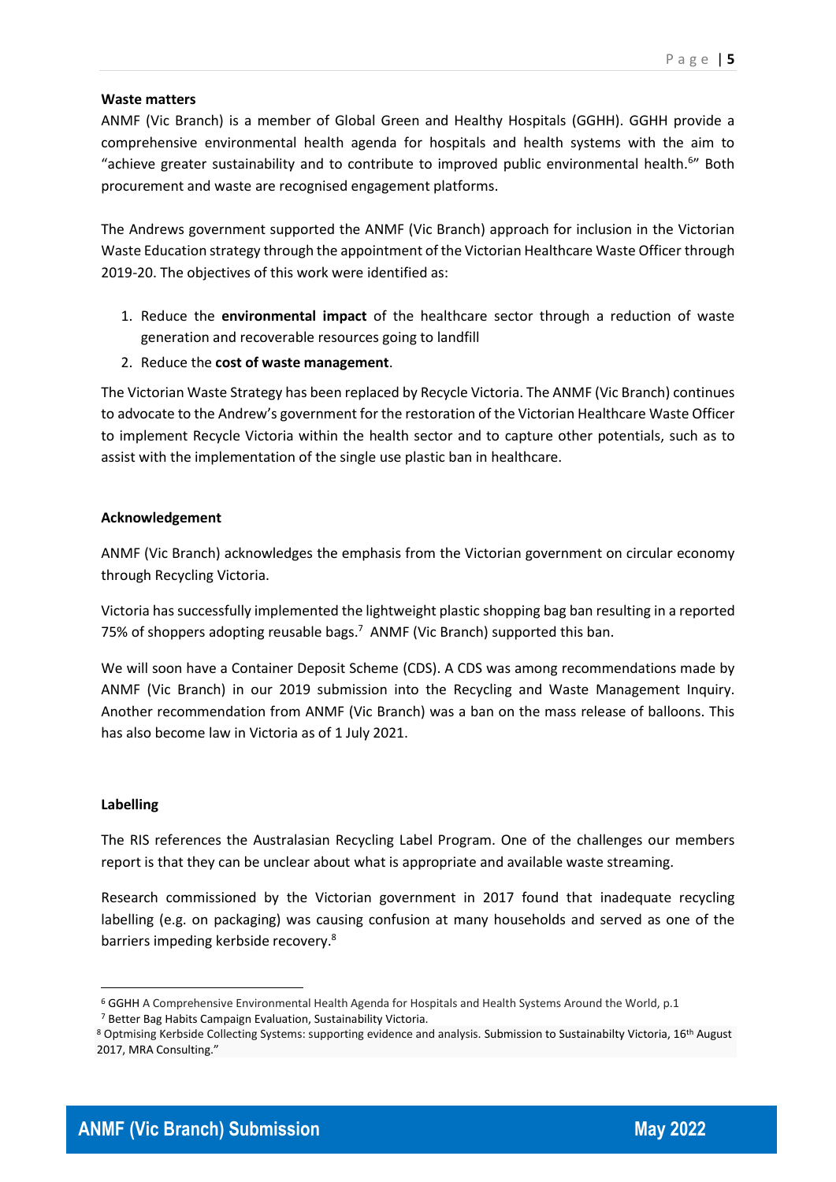**Waste matters**

ANMF (Vic Branch) is a member of Global Green and Healthy Hospitals (GGHH). GGHH provide a comprehensive environmental health agenda for hospitals and health systems with the aim to "achieve greater sustainability and to contribute to improved public environmental health.[6]" Both procurement and waste are recognised engagement platforms.

The Andrews government supported the ANMF (Vic Branch) approach for inclusion in the Victorian Waste Education strategy through the appointment of the Victorian Healthcare Waste Officer through 2019-20. The objectives of this work were identified as:

1. Reduce the **environmental impact** of the healthcare sector through a reduction of waste generation and recoverable resources going to landfill
2. Reduce the **cost of waste management**.

The Victorian Waste Strategy has been replaced by Recycle Victoria. The ANMF (Vic Branch) continues to advocate to the Andrew's government for the restoration of the Victorian Healthcare Waste Officer to implement Recycle Victoria within the health sector and to capture other potentials, such as to assist with the implementation of the single use plastic ban in healthcare.

**Acknowledgement**

ANMF (Vic Branch) acknowledges the emphasis from the Victorian government on circular economy through Recycling Victoria.

Victoria has successfully implemented the lightweight plastic shopping bag ban resulting in a reported 75% of shoppers adopting reusable bags.[7] ANMF (Vic Branch) supported this ban.

We will soon have a Container Deposit Scheme (CDS). A CDS was among recommendations made by ANMF (Vic Branch) in our 2019 submission into the Recycling and Waste Management Inquiry. Another recommendation from ANMF (Vic Branch) was a ban on the mass release of balloons. This has also become law in Victoria as of 1 July 2021.

**Labelling**

The RIS references the Australasian Recycling Label Program. One of the challenges our members report is that they can be unclear about what is appropriate and available waste streaming.

Research commissioned by the Victorian government in 2017 found that inadequate recycling labelling (e.g. on packaging) was causing confusion at many households and served as one of the barriers impeding kerbside recovery.[8]

---

[6] GGHH A Comprehensive Environmental Health Agenda for Hospitals and Health Systems Around the World, p.1

[7] Better Bag Habits Campaign Evaluation, Sustainability Victoria.

[8] Optmising Kerbside Collecting Systems: supporting evidence and analysis. Submission to Sustainabilty Victoria, 16th August 2017, MRA Consulting."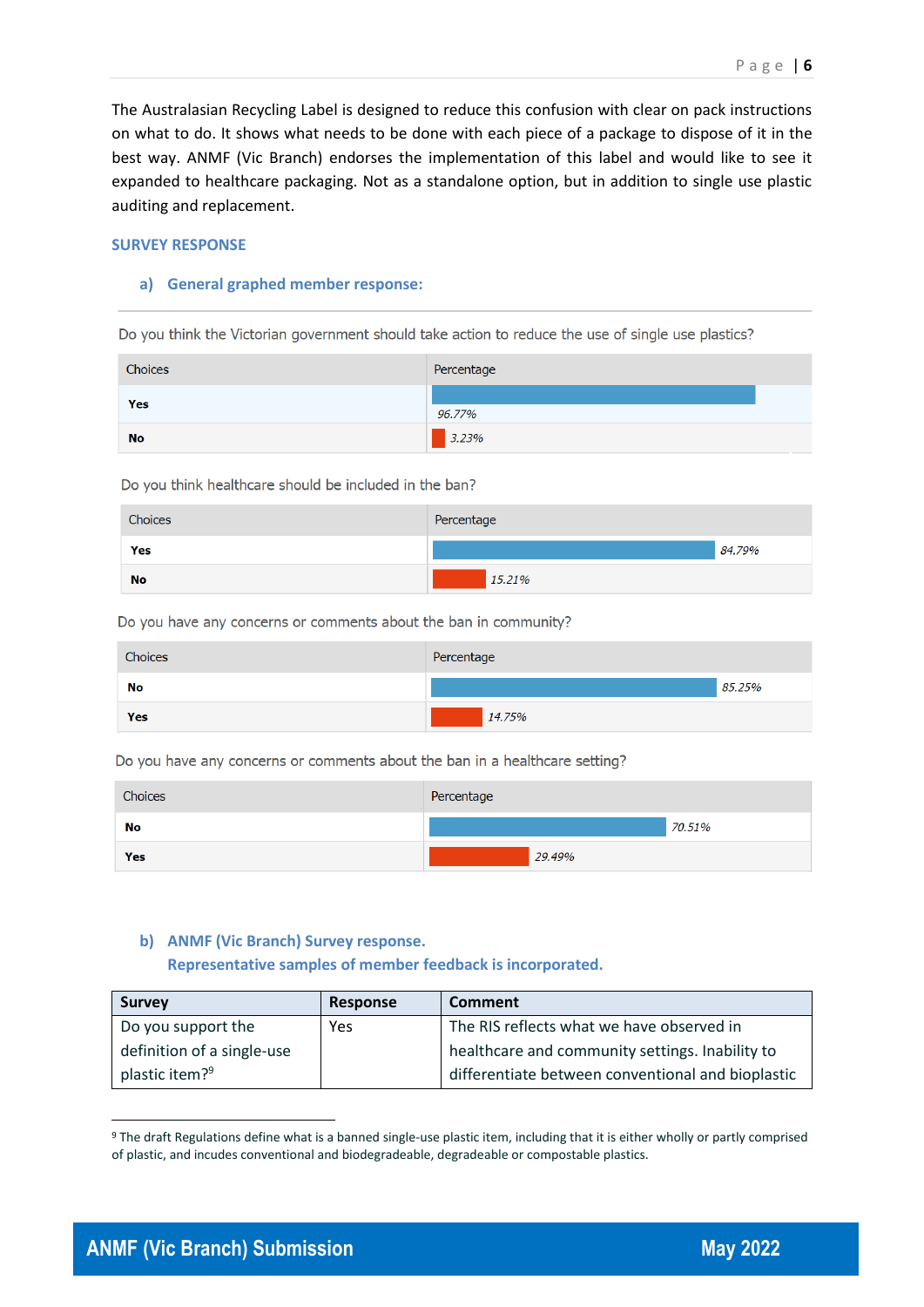The Australasian Recycling Label is designed to reduce this confusion with clear on pack instructions on what to do. It shows what needs to be done with each piece of a package to dispose of it in the best way. ANMF (Vic Branch) endorses the implementation of this label and would like to see it expanded to healthcare packaging. Not as a standalone option, but in addition to single use plastic auditing and replacement.

## SURVEY RESPONSE

### a) General graphed member response:

Do you think the Victorian government should take action to reduce the use of single use plastics?

| Choices | Percentage |
|---|---|
| **Yes** | 96.77% |
| **No** | 3.23% |

Do you think healthcare should be included in the ban?

| Choices | Percentage |
|---|---|
| **Yes** | 84.79% |
| **No** | 15.21% |

Do you have any concerns or comments about the ban in community?

| Choices | Percentage |
|---|---|
| **No** | 85.25% |
| **Yes** | 14.75% |

Do you have any concerns or comments about the ban in a healthcare setting?

| Choices | Percentage |
|---|---|
| **No** | 70.51% |
| **Yes** | 29.49% |

### b) ANMF (Vic Branch) Survey response. Representative samples of member feedback is incorporated.

| Survey | Response | Comment |
|---|---|---|
| Do you support the definition of a single-use plastic item?[9] | Yes | The RIS reflects what we have observed in healthcare and community settings. Inability to differentiate between conventional and bioplastic |

[9] The draft Regulations define what is a banned single-use plastic item, including that it is either wholly or partly comprised of plastic, and incudes conventional and biodegradeable, degradeable or compostable plastics.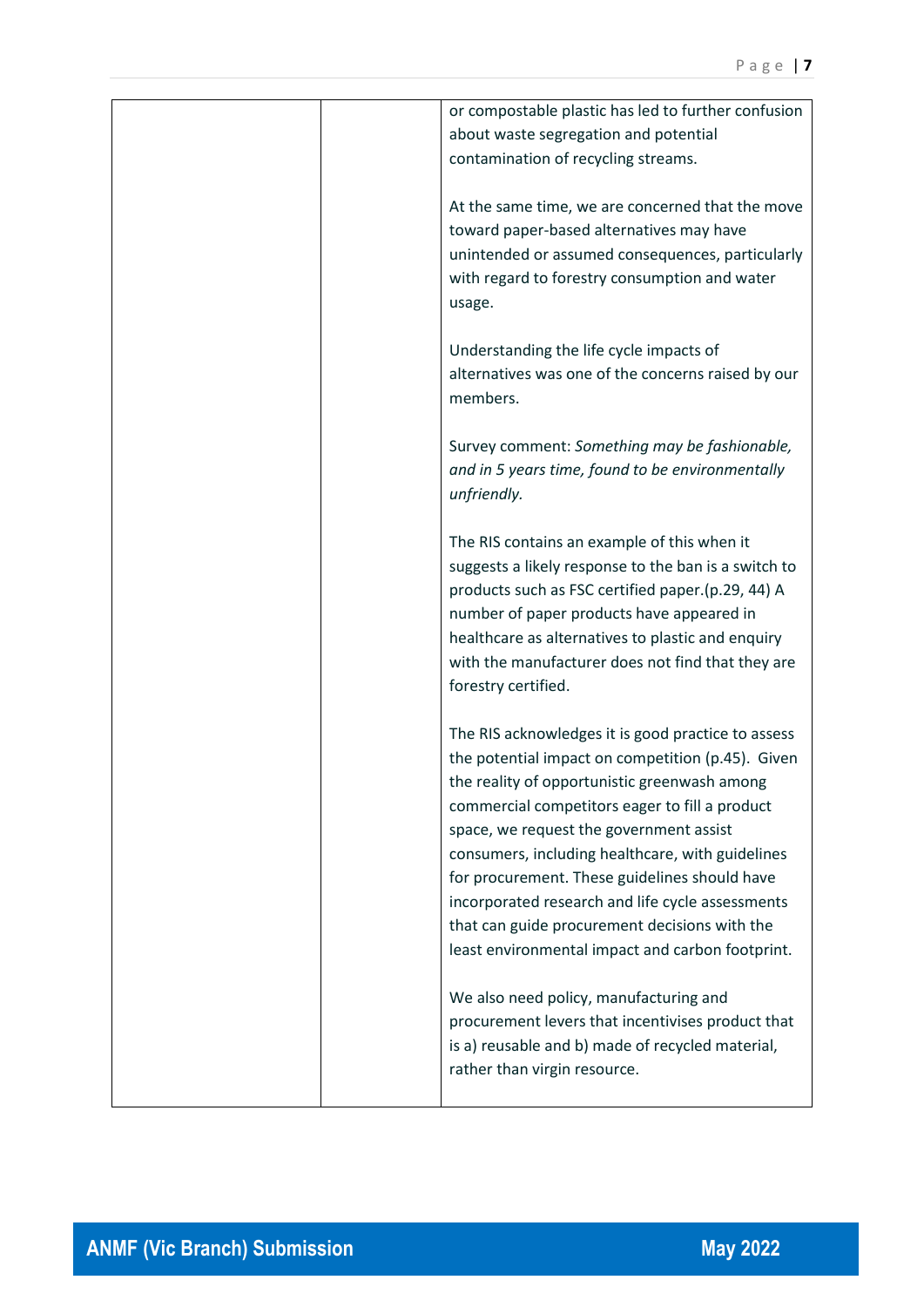| | | or compostable plastic has led to further confusion about waste segregation and potential contamination of recycling streams.<br><br>At the same time, we are concerned that the move toward paper-based alternatives may have unintended or assumed consequences, particularly with regard to forestry consumption and water usage.<br><br>Understanding the life cycle impacts of alternatives was one of the concerns raised by our members.<br><br>Survey comment: *Something may be fashionable, and in 5 years time, found to be environmentally unfriendly.*<br><br>The RIS contains an example of this when it suggests a likely response to the ban is a switch to products such as FSC certified paper.(p.29, 44) A number of paper products have appeared in healthcare as alternatives to plastic and enquiry with the manufacturer does not find that they are forestry certified.<br><br>The RIS acknowledges it is good practice to assess the potential impact on competition (p.45). Given the reality of opportunistic greenwash among commercial competitors eager to fill a product space, we request the government assist consumers, including healthcare, with guidelines for procurement. These guidelines should have incorporated research and life cycle assessments that can guide procurement decisions with the least environmental impact and carbon footprint.<br><br>We also need policy, manufacturing and procurement levers that incentivises product that is a) reusable and b) made of recycled material, rather than virgin resource. |
|---|---|---|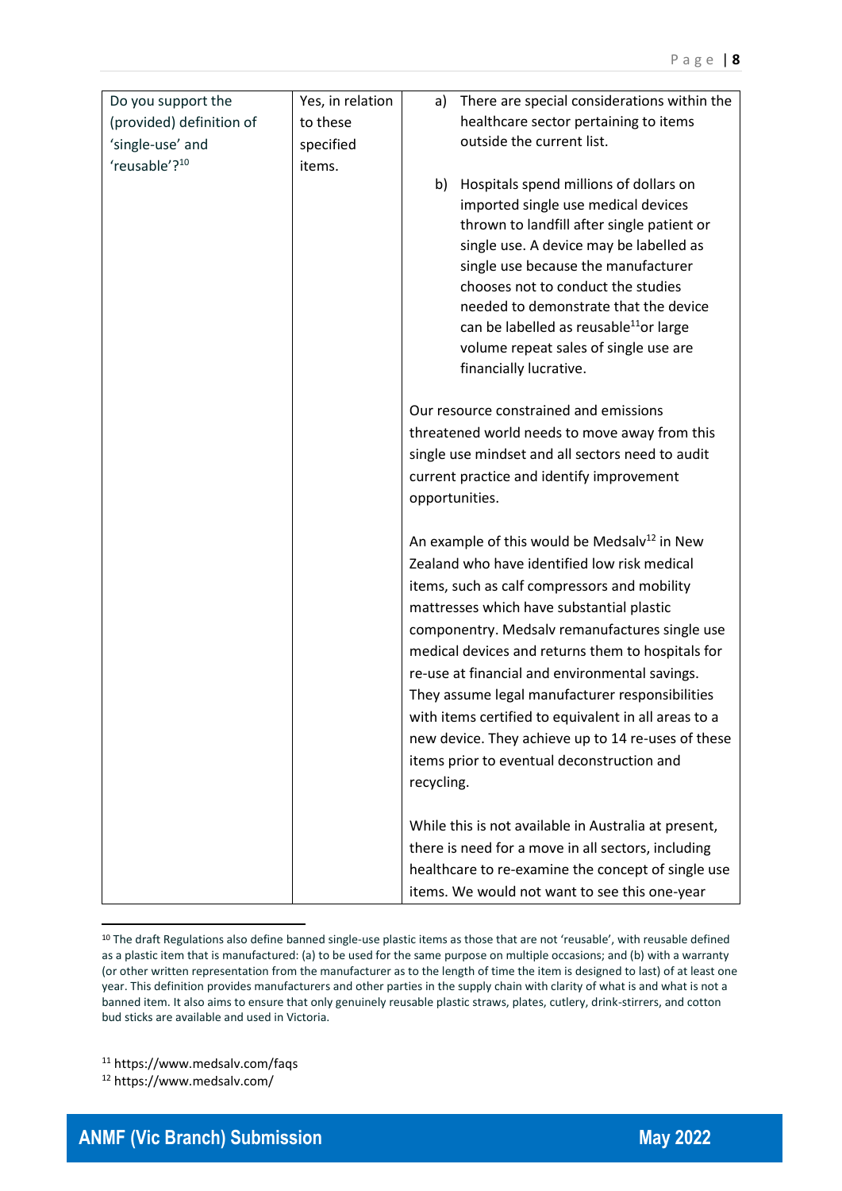| Do you support the (provided) definition of 'single-use' and 'reusable'?[10] | Yes, in relation to these specified items. | a) There are special considerations within the healthcare sector pertaining to items outside the current list.<br><br>b) Hospitals spend millions of dollars on imported single use medical devices thrown to landfill after single patient or single use. A device may be labelled as single use because the manufacturer chooses not to conduct the studies needed to demonstrate that the device can be labelled as reusable[11] or large volume repeat sales of single use are financially lucrative.<br><br>Our resource constrained and emissions threatened world needs to move away from this single use mindset and all sectors need to audit current practice and identify improvement opportunities.<br><br>An example of this would be Medsalv[12] in New Zealand who have identified low risk medical items, such as calf compressors and mobility mattresses which have substantial plastic componentry. Medsalv remanufactures single use medical devices and returns them to hospitals for re-use at financial and environmental savings. They assume legal manufacturer responsibilities with items certified to equivalent in all areas to a new device. They achieve up to 14 re-uses of these items prior to eventual deconstruction and recycling.<br><br>While this is not available in Australia at present, there is need for a move in all sectors, including healthcare to re-examine the concept of single use items. We would not want to see this one-year |
|---|---|---|

[10] The draft Regulations also define banned single-use plastic items as those that are not 'reusable', with reusable defined as a plastic item that is manufactured: (a) to be used for the same purpose on multiple occasions; and (b) with a warranty (or other written representation from the manufacturer as to the length of time the item is designed to last) of at least one year. This definition provides manufacturers and other parties in the supply chain with clarity of what is and what is not a banned item. It also aims to ensure that only genuinely reusable plastic straws, plates, cutlery, drink-stirrers, and cotton bud sticks are available and used in Victoria.

[11] https://www.medsalv.com/faqs

[12] https://www.medsalv.com/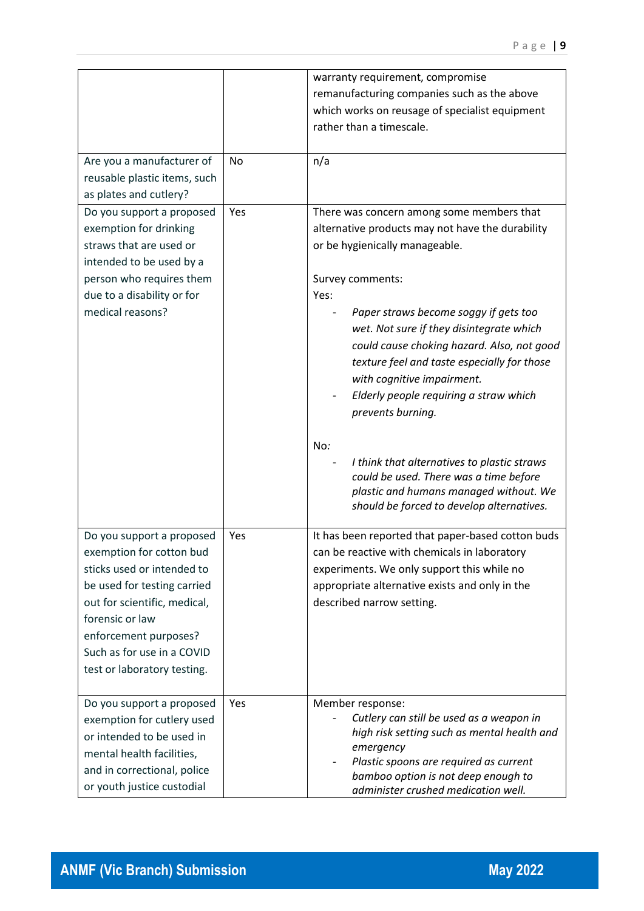| | | |
|---|---|---|
| | | warranty requirement, compromise remanufacturing companies such as the above which works on reusage of specialist equipment rather than a timescale. |
| Are you a manufacturer of reusable plastic items, such as plates and cutlery? | No | n/a |
| Do you support a proposed exemption for drinking straws that are used or intended to be used by a person who requires them due to a disability or for medical reasons? | Yes | There was concern among some members that alternative products may not have the durability or be hygienically manageable.<br><br>Survey comments:<br>Yes:<br>- *Paper straws become soggy if gets too wet. Not sure if they disintegrate which could cause choking hazard. Also, not good texture feel and taste especially for those with cognitive impairment.*<br>- *Elderly people requiring a straw which prevents burning.*<br><br>No:<br>- *I think that alternatives to plastic straws could be used. There was a time before plastic and humans managed without. We should be forced to develop alternatives.* |
| Do you support a proposed exemption for cotton bud sticks used or intended to be used for testing carried out for scientific, medical, forensic or law enforcement purposes? Such as for use in a COVID test or laboratory testing. | Yes | It has been reported that paper-based cotton buds can be reactive with chemicals in laboratory experiments. We only support this while no appropriate alternative exists and only in the described narrow setting. |
| Do you support a proposed exemption for cutlery used or intended to be used in mental health facilities, and in correctional, police or youth justice custodial | Yes | Member response:<br>- *Cutlery can still be used as a weapon in high risk setting such as mental health and emergency*<br>- *Plastic spoons are required as current bamboo option is not deep enough to administer crushed medication well.* |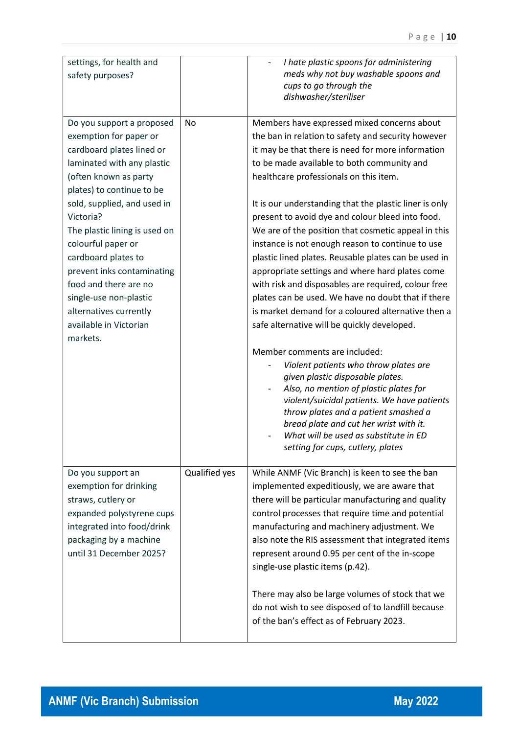| | | |
|---|---|---|
| settings, for health and safety purposes? | | - *I hate plastic spoons for administering meds why not buy washable spoons and cups to go through the dishwasher/steriliser* |
| Do you support a proposed exemption for paper or cardboard plates lined or laminated with any plastic (often known as party plates) to continue to be sold, supplied, and used in Victoria?<br>The plastic lining is used on colourful paper or cardboard plates to prevent inks contaminating food and there are no single-use non-plastic alternatives currently available in Victorian markets. | No | Members have expressed mixed concerns about the ban in relation to safety and security however it may be that there is need for more information to be made available to both community and healthcare professionals on this item.<br><br>It is our understanding that the plastic liner is only present to avoid dye and colour bleed into food. We are of the position that cosmetic appeal in this instance is not enough reason to continue to use plastic lined plates. Reusable plates can be used in appropriate settings and where hard plates come with risk and disposables are required, colour free plates can be used. We have no doubt that if there is market demand for a coloured alternative then a safe alternative will be quickly developed.<br><br>Member comments are included:<br>- *Violent patients who throw plates are given plastic disposable plates.*<br>- *Also, no mention of plastic plates for violent/suicidal patients. We have patients throw plates and a patient smashed a bread plate and cut her wrist with it.*<br>- *What will be used as substitute in ED setting for cups, cutlery, plates* |
| Do you support an exemption for drinking straws, cutlery or expanded polystyrene cups integrated into food/drink packaging by a machine until 31 December 2025? | Qualified yes | While ANMF (Vic Branch) is keen to see the ban implemented expeditiously, we are aware that there will be particular manufacturing and quality control processes that require time and potential manufacturing and machinery adjustment. We also note the RIS assessment that integrated items represent around 0.95 per cent of the in-scope single-use plastic items (p.42).<br><br>There may also be large volumes of stock that we do not wish to see disposed of to landfill because of the ban's effect as of February 2023. |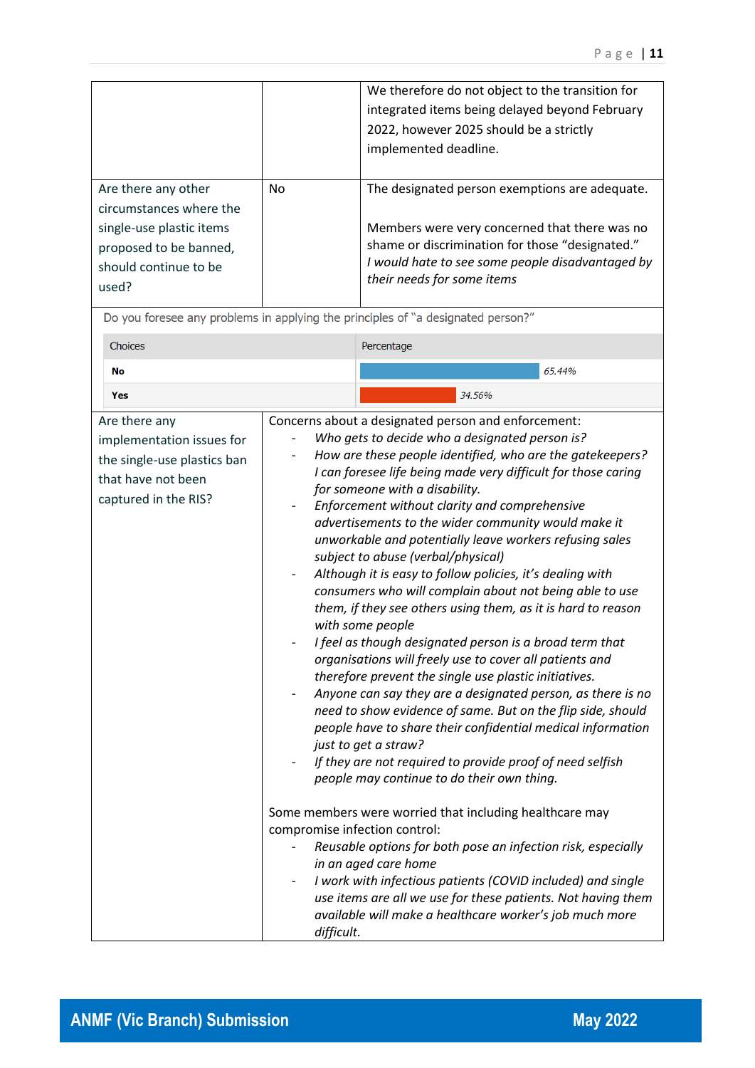| | | |
|---|---|---|
| | | We therefore do not object to the transition for integrated items being delayed beyond February 2022, however 2025 should be a strictly implemented deadline. |
| Are there any other circumstances where the single-use plastic items proposed to be banned, should continue to be used? | No | The designated person exemptions are adequate.<br><br>Members were very concerned that there was no shame or discrimination for those "designated." *I would hate to see some people disadvantaged by their needs for some items* |

Do you foresee any problems in applying the principles of "a designated person?"

| Choices | Percentage |
|---|---|
| **No** | 65.44% |
| **Yes** | 34.56% |

| | |
|---|---|
| Are there any implementation issues for the single-use plastics ban that have not been captured in the RIS? | Concerns about a designated person and enforcement:<br>- *Who gets to decide who a designated person is?*<br>- *How are these people identified, who are the gatekeepers? I can foresee life being made very difficult for those caring for someone with a disability.*<br>- *Enforcement without clarity and comprehensive advertisements to the wider community would make it unworkable and potentially leave workers refusing sales subject to abuse (verbal/physical)*<br>- *Although it is easy to follow policies, it's dealing with consumers who will complain about not being able to use them, if they see others using them, as it is hard to reason with some people*<br>- *I feel as though designated person is a broad term that organisations will freely use to cover all patients and therefore prevent the single use plastic initiatives.*<br>- *Anyone can say they are a designated person, as there is no need to show evidence of same. But on the flip side, should people have to share their confidential medical information just to get a straw?*<br>- *If they are not required to provide proof of need selfish people may continue to do their own thing.*<br><br>Some members were worried that including healthcare may compromise infection control:<br>- *Reusable options for both pose an infection risk, especially in an aged care home*<br>- *I work with infectious patients (COVID included) and single use items are all we use for these patients. Not having them available will make a healthcare worker's job much more difficult.* |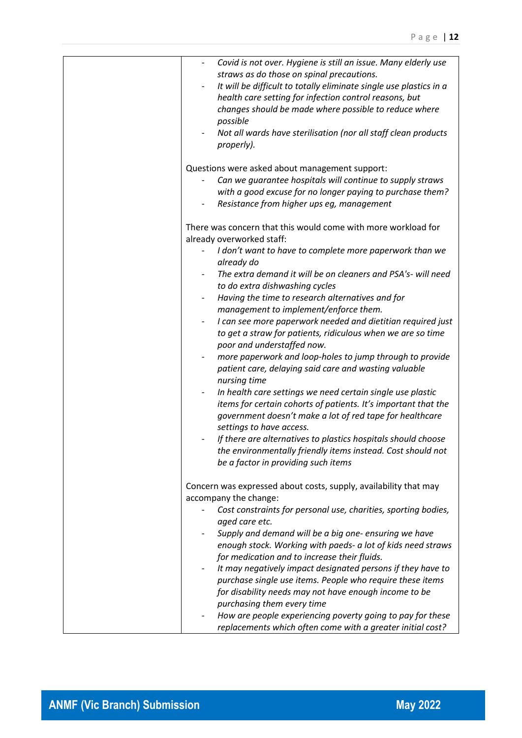| | |
|---|---|
| | - *Covid is not over. Hygiene is still an issue. Many elderly use straws as do those on spinal precautions.*<br>- *It will be difficult to totally eliminate single use plastics in a health care setting for infection control reasons, but changes should be made where possible to reduce where possible*<br>- *Not all wards have sterilisation (nor all staff clean products properly).*<br><br>Questions were asked about management support:<br>- *Can we guarantee hospitals will continue to supply straws with a good excuse for no longer paying to purchase them?*<br>- *Resistance from higher ups eg, management*<br><br>There was concern that this would come with more workload for already overworked staff:<br>- *I don't want to have to complete more paperwork than we already do*<br>- *The extra demand it will be on cleaners and PSA's- will need to do extra dishwashing cycles*<br>- *Having the time to research alternatives and for management to implement/enforce them.*<br>- *I can see more paperwork needed and dietitian required just to get a straw for patients, ridiculous when we are so time poor and understaffed now.*<br>- *more paperwork and loop-holes to jump through to provide patient care, delaying said care and wasting valuable nursing time*<br>- *In health care settings we need certain single use plastic items for certain cohorts of patients. It's important that the government doesn't make a lot of red tape for healthcare settings to have access.*<br>- *If there are alternatives to plastics hospitals should choose the environmentally friendly items instead. Cost should not be a factor in providing such items*<br><br>Concern was expressed about costs, supply, availability that may accompany the change:<br>- *Cost constraints for personal use, charities, sporting bodies, aged care etc.*<br>- *Supply and demand will be a big one- ensuring we have enough stock. Working with paeds- a lot of kids need straws for medication and to increase their fluids.*<br>- *It may negatively impact designated persons if they have to purchase single use items. People who require these items for disability needs may not have enough income to be purchasing them every time*<br>- *How are people experiencing poverty going to pay for these replacements which often come with a greater initial cost?* |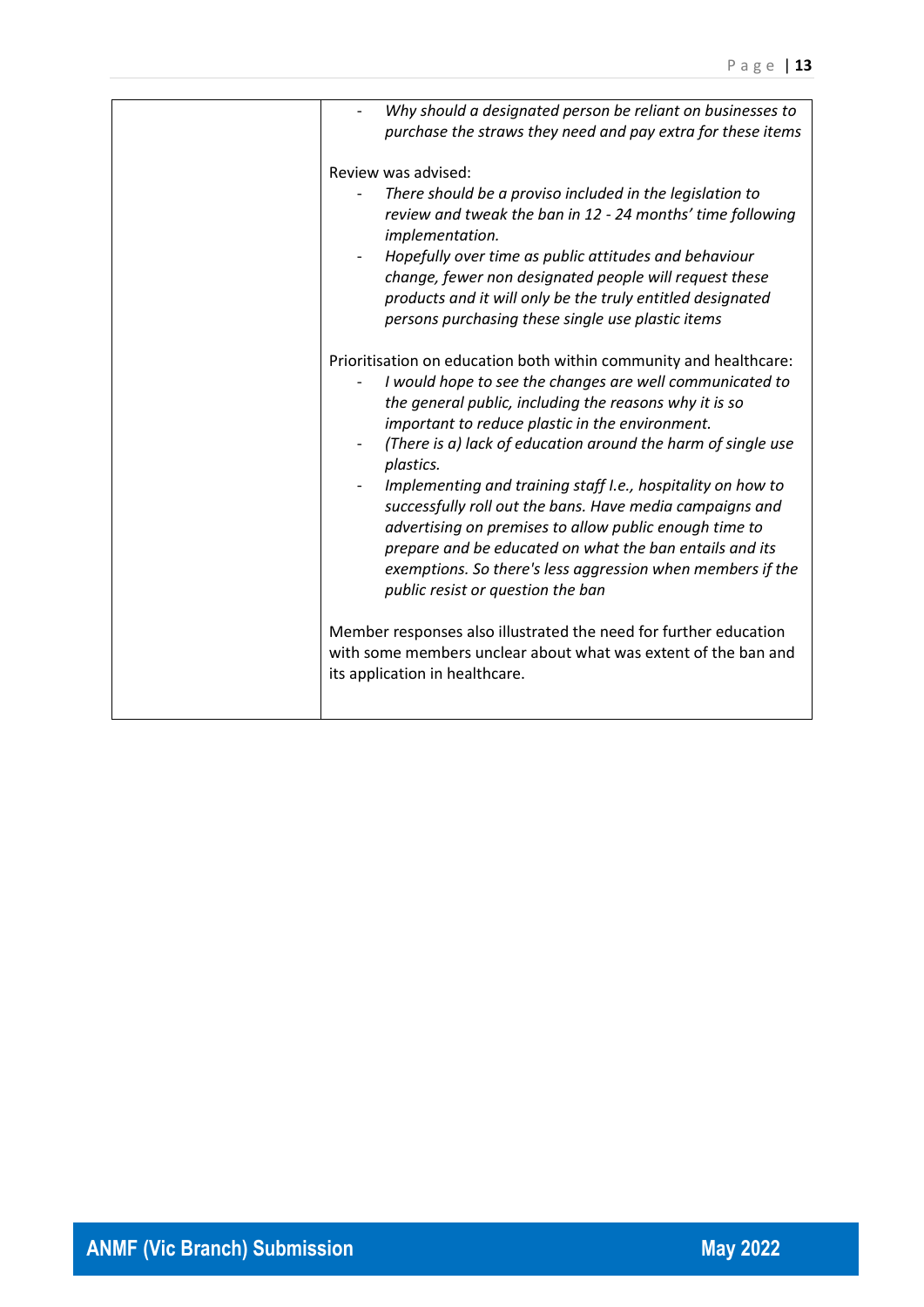| | |
|---|---|
| | - *Why should a designated person be reliant on businesses to purchase the straws they need and pay extra for these items*<br><br>Review was advised:<br>- *There should be a proviso included in the legislation to review and tweak the ban in 12 - 24 months' time following implementation.*<br>- *Hopefully over time as public attitudes and behaviour change, fewer non designated people will request these products and it will only be the truly entitled designated persons purchasing these single use plastic items*<br><br>Prioritisation on education both within community and healthcare:<br>- *I would hope to see the changes are well communicated to the general public, including the reasons why it is so important to reduce plastic in the environment.*<br>- *(There is a) lack of education around the harm of single use plastics.*<br>- *Implementing and training staff I.e., hospitality on how to successfully roll out the bans. Have media campaigns and advertising on premises to allow public enough time to prepare and be educated on what the ban entails and its exemptions. So there's less aggression when members if the public resist or question the ban*<br><br>Member responses also illustrated the need for further education with some members unclear about what was extent of the ban and its application in healthcare. |